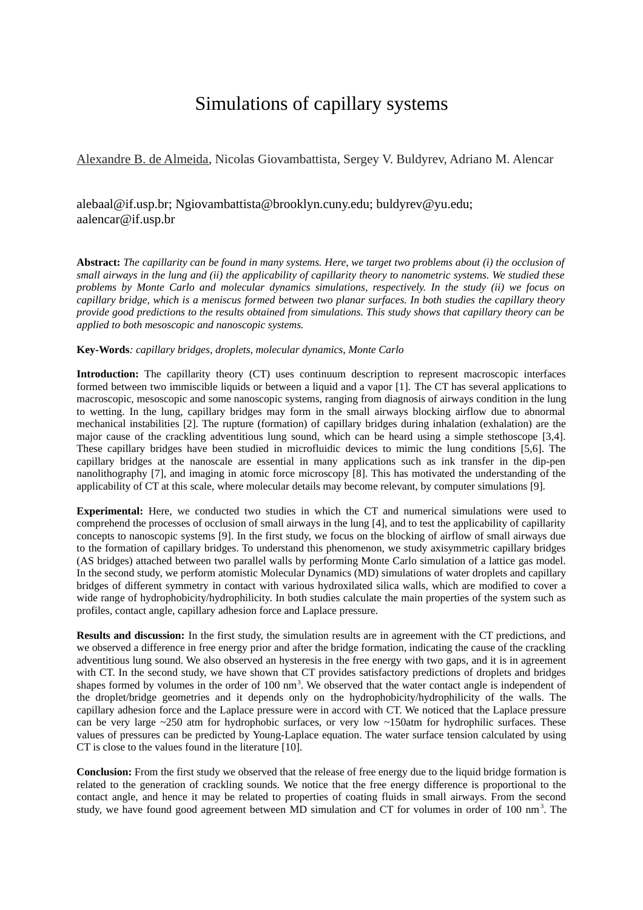# Simulations of capillary systems

Alexandre B. de Almeida, Nicolas Giovambattista, Sergey V. Buldyrev, Adriano M. Alencar

alebaal@if.usp.br; Ngiovambattista@brooklyn.cuny.edu; buldyrev@yu.edu; aalencar@if.usp.br

**Abstract:** *The capillarity can be found in many systems. Here, we target two problems about (i) the occlusion of small airways in the lung and (ii) the applicability of capillarity theory to nanometric systems. We studied these problems by Monte Carlo and molecular dynamics simulations, respectively. In the study (ii) we focus on capillary bridge, which is a meniscus formed between two planar surfaces. In both studies the capillary theory provide good predictions to the results obtained from simulations. This study shows that capillary theory can be applied to both mesoscopic and nanoscopic systems.*

**Key-Words***: capillary bridges, droplets, molecular dynamics, Monte Carlo*

**Introduction:** The capillarity theory (CT) uses continuum description to represent macroscopic interfaces formed between two immiscible liquids or between a liquid and a vapor [1]. The CT has several applications to macroscopic, mesoscopic and some nanoscopic systems, ranging from diagnosis of airways condition in the lung to wetting. In the lung, capillary bridges may form in the small airways blocking airflow due to abnormal mechanical instabilities [2]. The rupture (formation) of capillary bridges during inhalation (exhalation) are the major cause of the crackling adventitious lung sound, which can be heard using a simple stethoscope [3,4]. These capillary bridges have been studied in microfluidic devices to mimic the lung conditions [5,6]. The capillary bridges at the nanoscale are essential in many applications such as ink transfer in the dip-pen nanolithography [7], and imaging in atomic force microscopy [8]. This has motivated the understanding of the applicability of CT at this scale, where molecular details may become relevant, by computer simulations [9].

**Experimental:** Here, we conducted two studies in which the CT and numerical simulations were used to comprehend the processes of occlusion of small airways in the lung [4], and to test the applicability of capillarity concepts to nanoscopic systems [9]. In the first study, we focus on the blocking of airflow of small airways due to the formation of capillary bridges. To understand this phenomenon, we study axisymmetric capillary bridges (AS bridges) attached between two parallel walls by performing Monte Carlo simulation of a lattice gas model. In the second study, we perform atomistic Molecular Dynamics (MD) simulations of water droplets and capillary bridges of different symmetry in contact with various hydroxilated silica walls, which are modified to cover a wide range of hydrophobicity/hydrophilicity. In both studies calculate the main properties of the system such as profiles, contact angle, capillary adhesion force and Laplace pressure.

**Results and discussion:** In the first study, the simulation results are in agreement with the CT predictions, and we observed a difference in free energy prior and after the bridge formation, indicating the cause of the crackling adventitious lung sound. We also observed an hysteresis in the free energy with two gaps, and it is in agreement with CT. In the second study, we have shown that CT provides satisfactory predictions of droplets and bridges shapes formed by volumes in the order of 100 $nm^3$. We observed that the water contact angle is independent of the droplet/bridge geometries and it depends only on the hydrophobicity/hydrophilicity of the walls. The capillary adhesion force and the Laplace pressure were in accord with CT. We noticed that the Laplace pressure can be very large ~250 atm for hydrophobic surfaces, or very low ~150atm for hydrophilic surfaces. These values of pressures can be predicted by Young-Laplace equation. The water surface tension calculated by using CT is close to the values found in the literature [10].

**Conclusion:** From the first study we observed that the release of free energy due to the liquid bridge formation is related to the generation of crackling sounds. We notice that the free energy difference is proportional to the contact angle, and hence it may be related to properties of coating fluids in small airways. From the second study, we have found good agreement between MD simulation and CT for volumes in order of 100 $nm^3$. The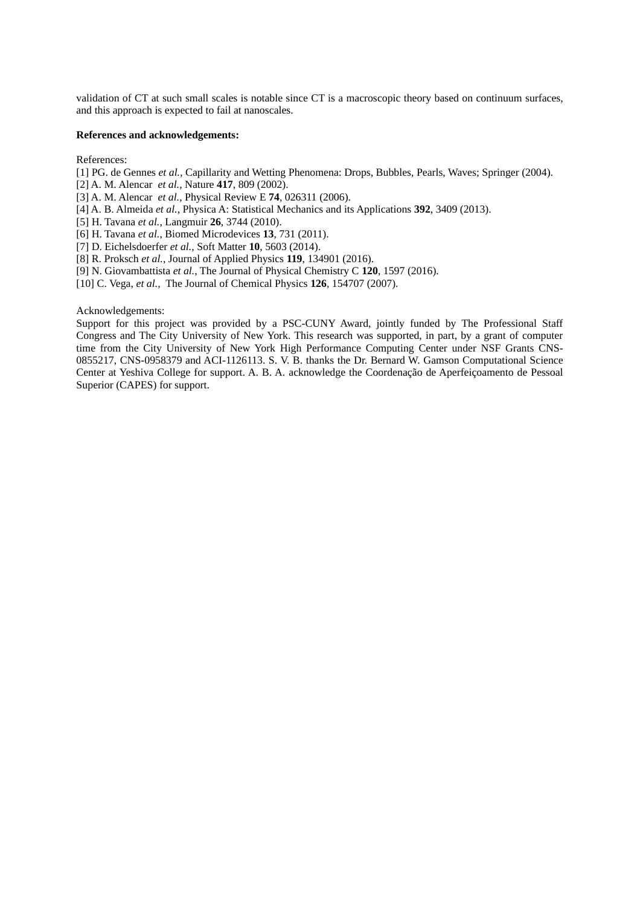validation of CT at such small scales is notable since CT is a macroscopic theory based on continuum surfaces, and this approach is expected to fail at nanoscales.

**References and acknowledgements:**

References:

[1] PG. de Gennes *et al.*, Capillarity and Wetting Phenomena: Drops, Bubbles, Pearls, Waves; Springer (2004).
[2] A. M. Alencar *et al.*, Nature **417**, 809 (2002).
[3] A. M. Alencar *et al.*, Physical Review E **74**, 026311 (2006).
[4] A. B. Almeida *et al.*, Physica A: Statistical Mechanics and its Applications **392**, 3409 (2013).
[5] H. Tavana *et al.*, Langmuir **26**, 3744 (2010).
[6] H. Tavana *et al.*, Biomed Microdevices **13**, 731 (2011).
[7] D. Eichelsdoerfer *et al.*, Soft Matter **10**, 5603 (2014).
[8] R. Proksch *et al.*, Journal of Applied Physics **119**, 134901 (2016).
[9] N. Giovambattista *et al.*, The Journal of Physical Chemistry C **120**, 1597 (2016).
[10] C. Vega, *et al.*, The Journal of Chemical Physics **126**, 154707 (2007).

Acknowledgements:

Support for this project was provided by a PSC-CUNY Award, jointly funded by The Professional Staff Congress and The City University of New York. This research was supported, in part, by a grant of computer time from the City University of New York High Performance Computing Center under NSF Grants CNS-0855217, CNS-0958379 and ACI-1126113. S. V. B. thanks the Dr. Bernard W. Gamson Computational Science Center at Yeshiva College for support. A. B. A. acknowledge the Coordenação de Aperfeiçoamento de Pessoal Superior (CAPES) for support.